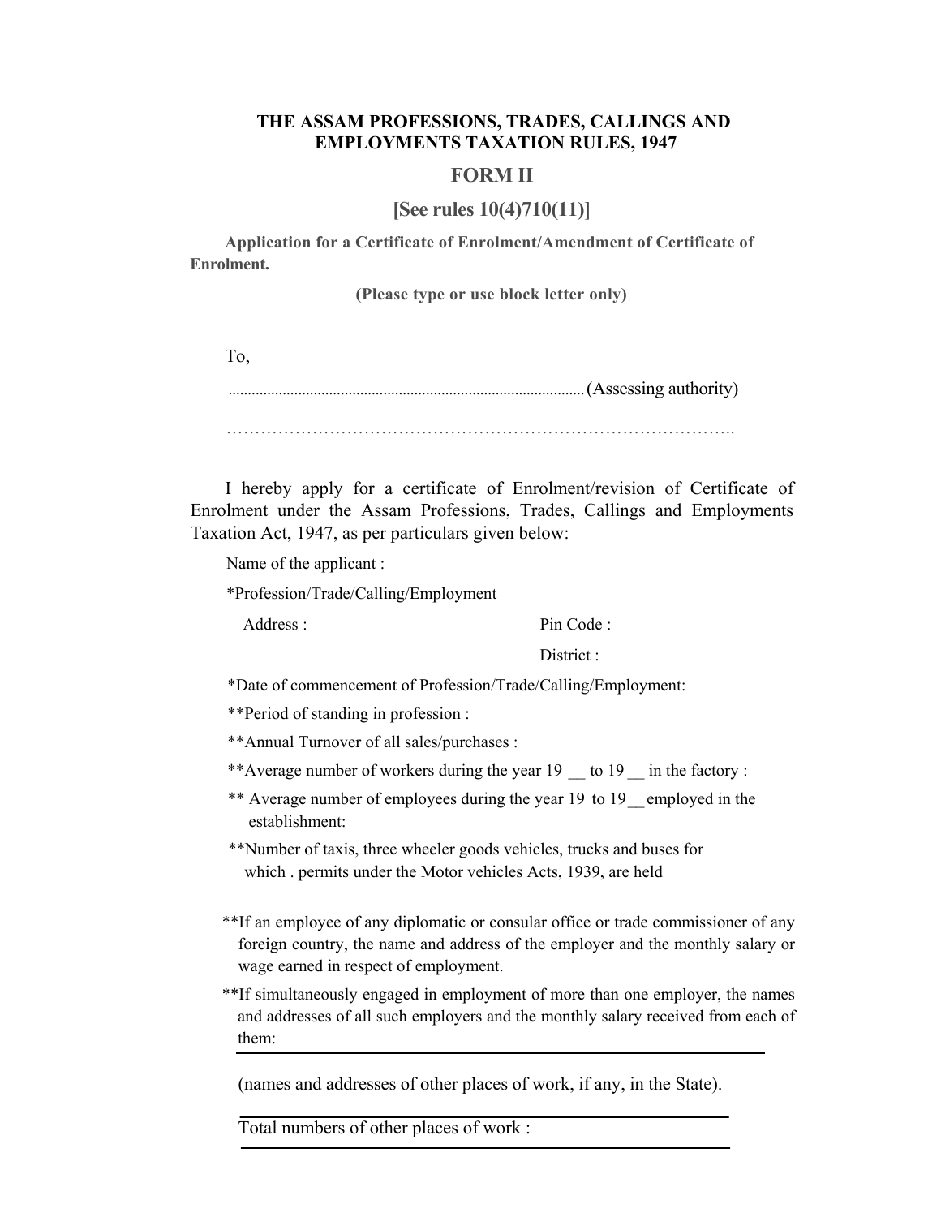**THE ASSAM PROFESSIONS, TRADES, CALLINGS AND EMPLOYMENTS TAXATION RULES, 1947**

## FORM II

**[See rules 10(4)710(11)]**

**Application for a Certificate of Enrolment/Amendment of Certificate of Enrolment.**

**(Please type or use block letter only)**

To,

..........................................................................................(Assessing authority)

……………………………………………………………………………..

I hereby apply for a certificate of Enrolment/revision of Certificate of Enrolment under the Assam Professions, Trades, Callings and Employments Taxation Act, 1947, as per particulars given below:

Name of the applicant :

*Profession/Trade/Calling/Employment

Address : Pin Code :

District :

*Date of commencement of Profession/Trade/Calling/Employment:

**Period of standing in profession :

**Annual Turnover of all sales/purchases :

**Average number of workers during the year 19 __ to 19 __ in the factory :

** Average number of employees during the year 19 to 19__ employed in the establishment:

**Number of taxis, three wheeler goods vehicles, trucks and buses for which . permits under the Motor vehicles Acts, 1939, are held

**If an employee of any diplomatic or consular office or trade commissioner of any foreign country, the name and address of the employer and the monthly salary or wage earned in respect of employment.

**If simultaneously engaged in employment of more than one employer, the names and addresses of all such employers and the monthly salary received from each of them:

___

(names and addresses of other places of work, if any, in the State).

___

Total numbers of other places of work :

___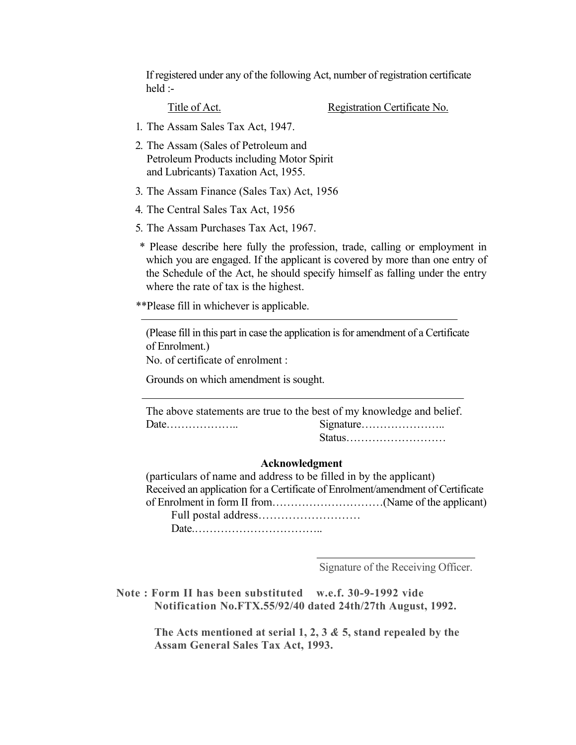If registered under any of the following Act, number of registration certificate held :-

| Title of Act. | Registration Certificate No. |
|---|---|
| 1. The Assam Sales Tax Act, 1947. | |
| 2. The Assam (Sales of Petroleum and Petroleum Products including Motor Spirit and Lubricants) Taxation Act, 1955. | |
| 3. The Assam Finance (Sales Tax) Act, 1956 | |
| 4. The Central Sales Tax Act, 1956 | |
| 5. The Assam Purchases Tax Act, 1967. | |

\* Please describe here fully the profession, trade, calling or employment in which you are engaged. If the applicant is covered by more than one entry of the Schedule of the Act, he should specify himself as falling under the entry where the rate of tax is the highest.

\*\*Please fill in whichever is applicable.

---

(Please fill in this part in case the application is for amendment of a Certificate of Enrolment.)

No. of certificate of enrolment :

Grounds on which amendment is sought.

---

The above statements are true to the best of my knowledge and belief.

Date……………….. Signature…………………..

Status………………………

**Acknowledgment**

(particulars of name and address to be filled in by the applicant)

Received an application for a Certificate of Enrolment/amendment of Certificate of Enrolment in form II from…………………………(Name of the applicant)

Full postal address………………………

Date.……………………………..

Signature of the Receiving Officer.

**Note : Form II has been substituted w.e.f. 30-9-1992 vide Notification No.FTX.55/92/40 dated 24th/27th August, 1992.**

**The Acts mentioned at serial 1, 2, 3 & 5, stand repealed by the Assam General Sales Tax Act, 1993.**